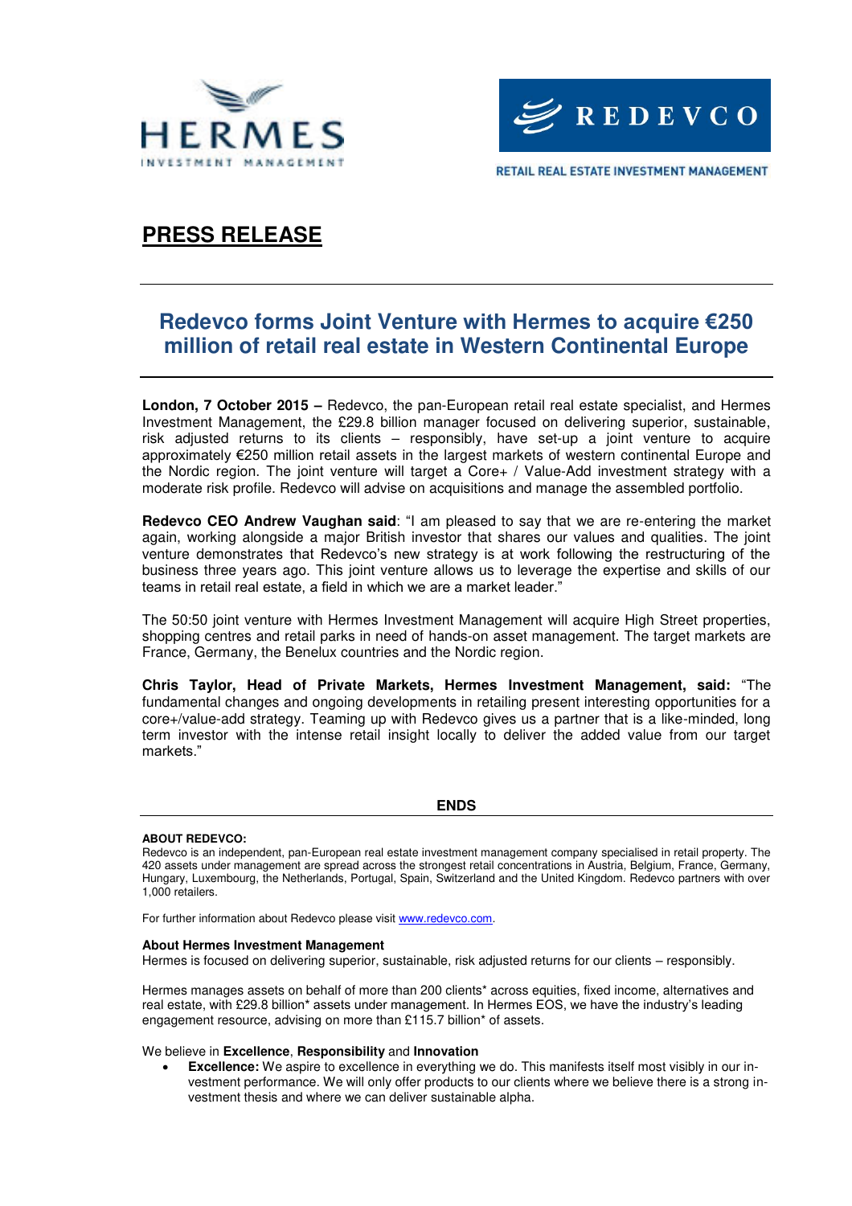HERMES
INVESTMENT MANAGEMENT

REDEVCO
RETAIL REAL ESTATE INVESTMENT MANAGEMENT

# PRESS RELEASE

## Redevco forms Joint Venture with Hermes to acquire €250 million of retail real estate in Western Continental Europe

**London, 7 October 2015 –** Redevco, the pan-European retail real estate specialist, and Hermes Investment Management, the £29.8 billion manager focused on delivering superior, sustainable, risk adjusted returns to its clients – responsibly, have set-up a joint venture to acquire approximately €250 million retail assets in the largest markets of western continental Europe and the Nordic region. The joint venture will target a Core+ / Value-Add investment strategy with a moderate risk profile. Redevco will advise on acquisitions and manage the assembled portfolio.

**Redevco CEO Andrew Vaughan said**: "I am pleased to say that we are re-entering the market again, working alongside a major British investor that shares our values and qualities. The joint venture demonstrates that Redevco's new strategy is at work following the restructuring of the business three years ago. This joint venture allows us to leverage the expertise and skills of our teams in retail real estate, a field in which we are a market leader."

The 50:50 joint venture with Hermes Investment Management will acquire High Street properties, shopping centres and retail parks in need of hands-on asset management. The target markets are France, Germany, the Benelux countries and the Nordic region.

**Chris Taylor, Head of Private Markets, Hermes Investment Management, said:** "The fundamental changes and ongoing developments in retailing present interesting opportunities for a core+/value-add strategy. Teaming up with Redevco gives us a partner that is a like-minded, long term investor with the intense retail insight locally to deliver the added value from our target markets."

**ENDS**

**ABOUT REDEVCO:**
Redevco is an independent, pan-European real estate investment management company specialised in retail property. The 420 assets under management are spread across the strongest retail concentrations in Austria, Belgium, France, Germany, Hungary, Luxembourg, the Netherlands, Portugal, Spain, Switzerland and the United Kingdom. Redevco partners with over 1,000 retailers.

For further information about Redevco please visit www.redevco.com.

**About Hermes Investment Management**
Hermes is focused on delivering superior, sustainable, risk adjusted returns for our clients – responsibly.

Hermes manages assets on behalf of more than 200 clients* across equities, fixed income, alternatives and real estate, with £29.8 billion* assets under management. In Hermes EOS, we have the industry's leading engagement resource, advising on more than £115.7 billion* of assets.

We believe in **Excellence**, **Responsibility** and **Innovation**

- **Excellence:** We aspire to excellence in everything we do. This manifests itself most visibly in our investment performance. We will only offer products to our clients where we believe there is a strong investment thesis and where we can deliver sustainable alpha.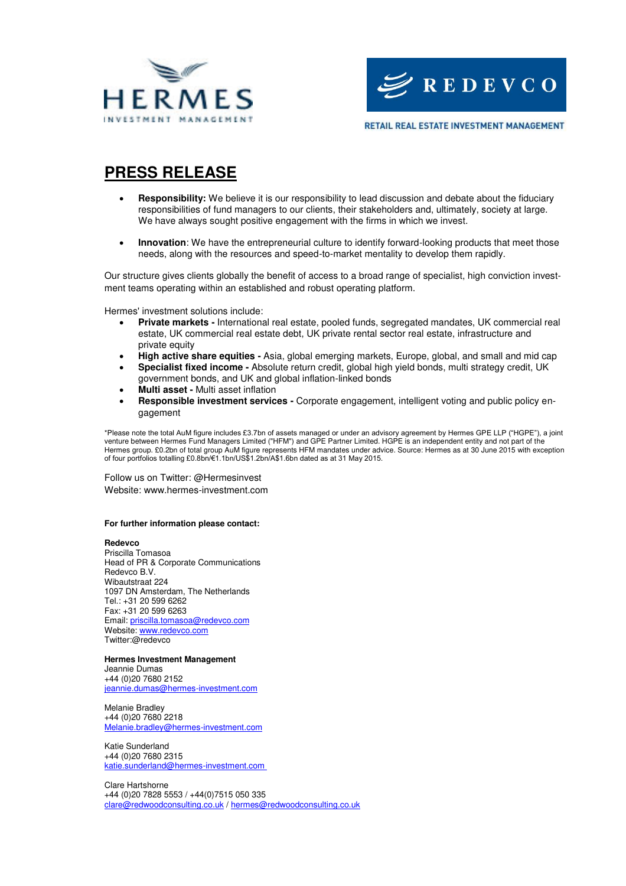HERMES
INVESTMENT MANAGEMENT

REDEVCO
RETAIL REAL ESTATE INVESTMENT MANAGEMENT

# PRESS RELEASE

- **Responsibility:** We believe it is our responsibility to lead discussion and debate about the fiduciary responsibilities of fund managers to our clients, their stakeholders and, ultimately, society at large. We have always sought positive engagement with the firms in which we invest.

- **Innovation**: We have the entrepreneurial culture to identify forward-looking products that meet those needs, along with the resources and speed-to-market mentality to develop them rapidly.

Our structure gives clients globally the benefit of access to a broad range of specialist, high conviction investment teams operating within an established and robust operating platform.

Hermes' investment solutions include:

- **Private markets -** International real estate, pooled funds, segregated mandates, UK commercial real estate, UK commercial real estate debt, UK private rental sector real estate, infrastructure and private equity
- **High active share equities -** Asia, global emerging markets, Europe, global, and small and mid cap
- **Specialist fixed income -** Absolute return credit, global high yield bonds, multi strategy credit, UK government bonds, and UK and global inflation-linked bonds
- **Multi asset -** Multi asset inflation
- **Responsible investment services -** Corporate engagement, intelligent voting and public policy engagement

*Please note the total AuM figure includes £3.7bn of assets managed or under an advisory agreement by Hermes GPE LLP ("HGPE"), a joint venture between Hermes Fund Managers Limited ("HFM") and GPE Partner Limited. HGPE is an independent entity and not part of the Hermes group. £0.2bn of total group AuM figure represents HFM mandates under advice. Source: Hermes as at 30 June 2015 with exception of four portfolios totalling £0.8bn/€1.1bn/US$1.2bn/A$1.6bn dated as at 31 May 2015.

Follow us on Twitter: @Hermesinvest
Website: www.hermes-investment.com

**For further information please contact:**

**Redevco**
Priscilla Tomasoa
Head of PR & Corporate Communications
Redevco B.V.
Wibautstraat 224
1097 DN Amsterdam, The Netherlands
Tel.: +31 20 599 6262
Fax: +31 20 599 6263
Email: priscilla.tomasoa@redevco.com
Website: www.redevco.com
Twitter:@redevco

**Hermes Investment Management**
Jeannie Dumas
+44 (0)20 7680 2152
jeannie.dumas@hermes-investment.com

Melanie Bradley
+44 (0)20 7680 2218
Melanie.bradley@hermes-investment.com

Katie Sunderland
+44 (0)20 7680 2315
katie.sunderland@hermes-investment.com

Clare Hartshorne
+44 (0)20 7828 5553 / +44(0)7515 050 335
clare@redwoodconsulting.co.uk / hermes@redwoodconsulting.co.uk